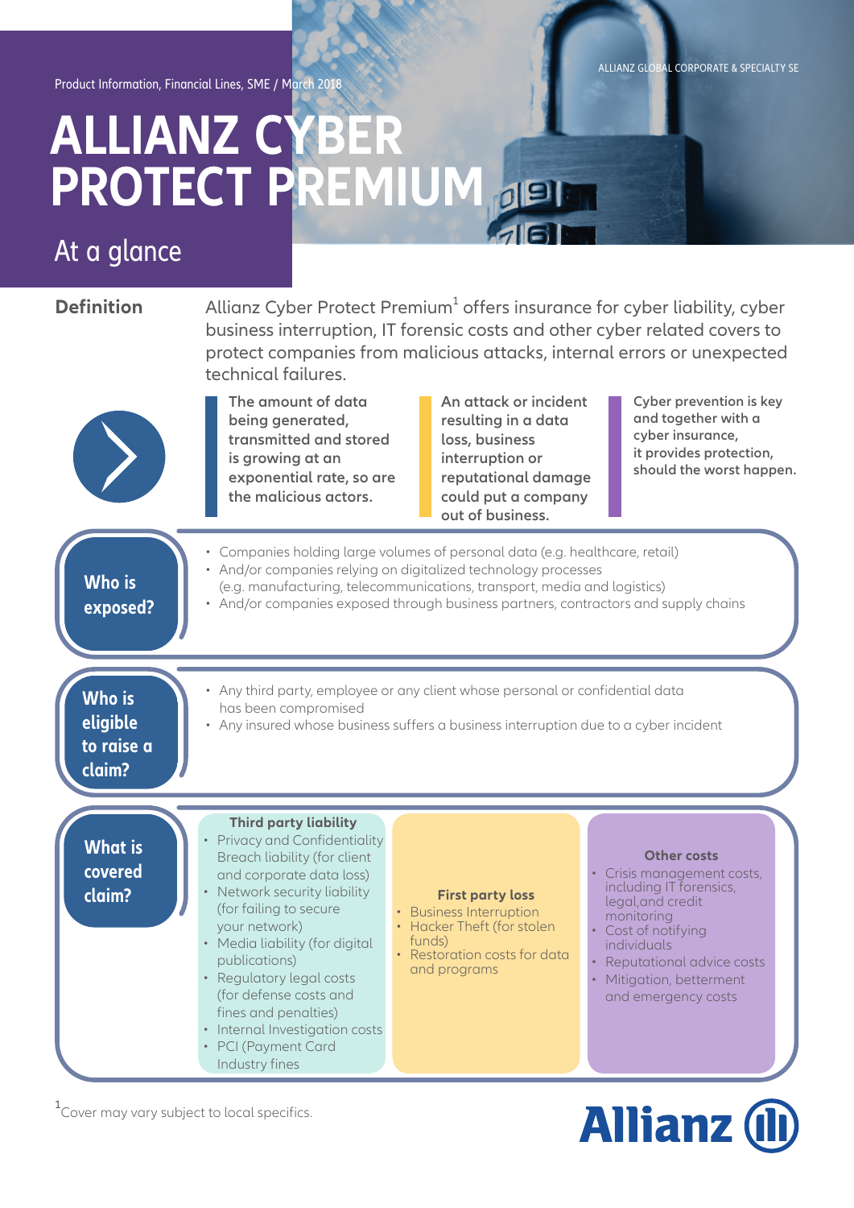Product Information, Financial Lines, SME / March 2018

ALLIANZ GLOBAL CORPORATE & SPECIALTY SE

# ALLIANZ CYBER PROTECT PREMIUM

## At a glance

### Definition

Allianz Cyber Protect Premium[1] offers insurance for cyber liability, cyber business interruption, IT forensic costs and other cyber related covers to protect companies from malicious attacks, internal errors or unexpected technical failures.

**The amount of data being generated, transmitted and stored is growing at an exponential rate, so are the malicious actors.**

**An attack or incident resulting in a data loss, business interruption or reputational damage could put a company out of business.**

**Cyber prevention is key and together with a cyber insurance, it provides protection, should the worst happen.**

### Who is exposed?

- Companies holding large volumes of personal data (e.g. healthcare, retail)
- And/or companies relying on digitalized technology processes (e.g. manufacturing, telecommunications, transport, media and logistics)
- And/or companies exposed through business partners, contractors and supply chains

### Who is eligible to raise a claim?

- Any third party, employee or any client whose personal or confidential data has been compromised
- Any insured whose business suffers a business interruption due to a cyber incident

### What is covered claim?

**Third party liability**

- Privacy and Confidentiality Breach liability (for client and corporate data loss)
- Network security liability (for failing to secure your network)
- Media liability (for digital publications)
- Regulatory legal costs (for defense costs and fines and penalties)
- Internal Investigation costs
- PCI (Payment Card Industry fines

**First party loss**

- Business Interruption
- Hacker Theft (for stolen funds)
- Restoration costs for data and programs

**Other costs**

- Crisis management costs, including IT forensics, legal,and credit monitoring
- Cost of notifying individuals
- Reputational advice costs
- Mitigation, betterment and emergency costs

[1] Cover may vary subject to local specifics.

Allianz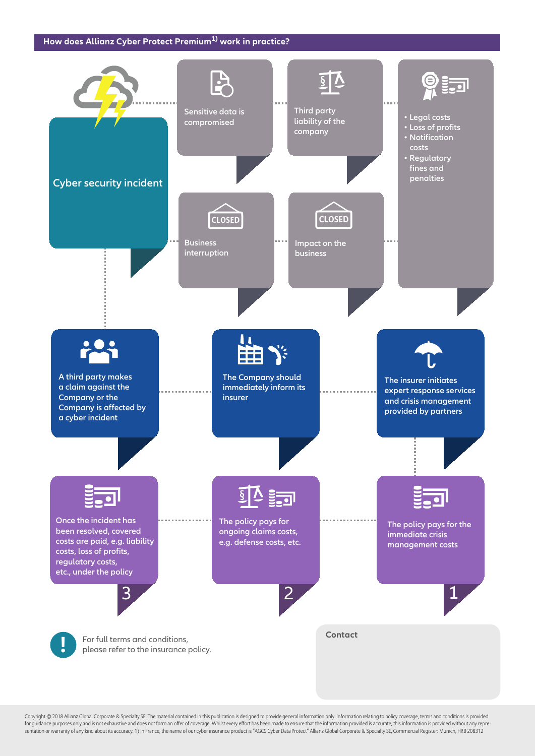## How does Allianz Cyber Protect Premium[1] work in practice?

Cyber security incident

Sensitive data is compromised

Third party liability of the company

- Legal costs
- Loss of profits
- Notification costs
- Regulatory fines and penalties

CLOSED

Business interruption

CLOSED

Impact on the business

A third party makes a claim against the Company or the Company is affected by a cyber incident

The Company should immediately inform its insurer

The insurer initiates expert response services and crisis management provided by partners

1

The policy pays for the immediate crisis management costs

2

The policy pays for ongoing claims costs, e.g. defense costs, etc.

3

Once the incident has been resolved, covered costs are paid, e.g. liability costs, loss of profits, regulatory costs, etc., under the policy

For full terms and conditions, please refer to the insurance policy.

**Contact**

Copyright © 2018 Allianz Global Corporate & Specialty SE. The material contained in this publication is designed to provide general information only. Information relating to policy coverage, terms and conditions is provided for guidance purposes only and is not exhaustive and does not form an offer of coverage. Whilst every effort has been made to ensure that the information provided is accurate, this information is provided without any representation or warranty of any kind about its accuracy. 1) In France, the name of our cyber insurance product is "AGCS Cyber Data Protect" Allianz Global Corporate & Specialty SE, Commercial Register: Munich, HRB 208312